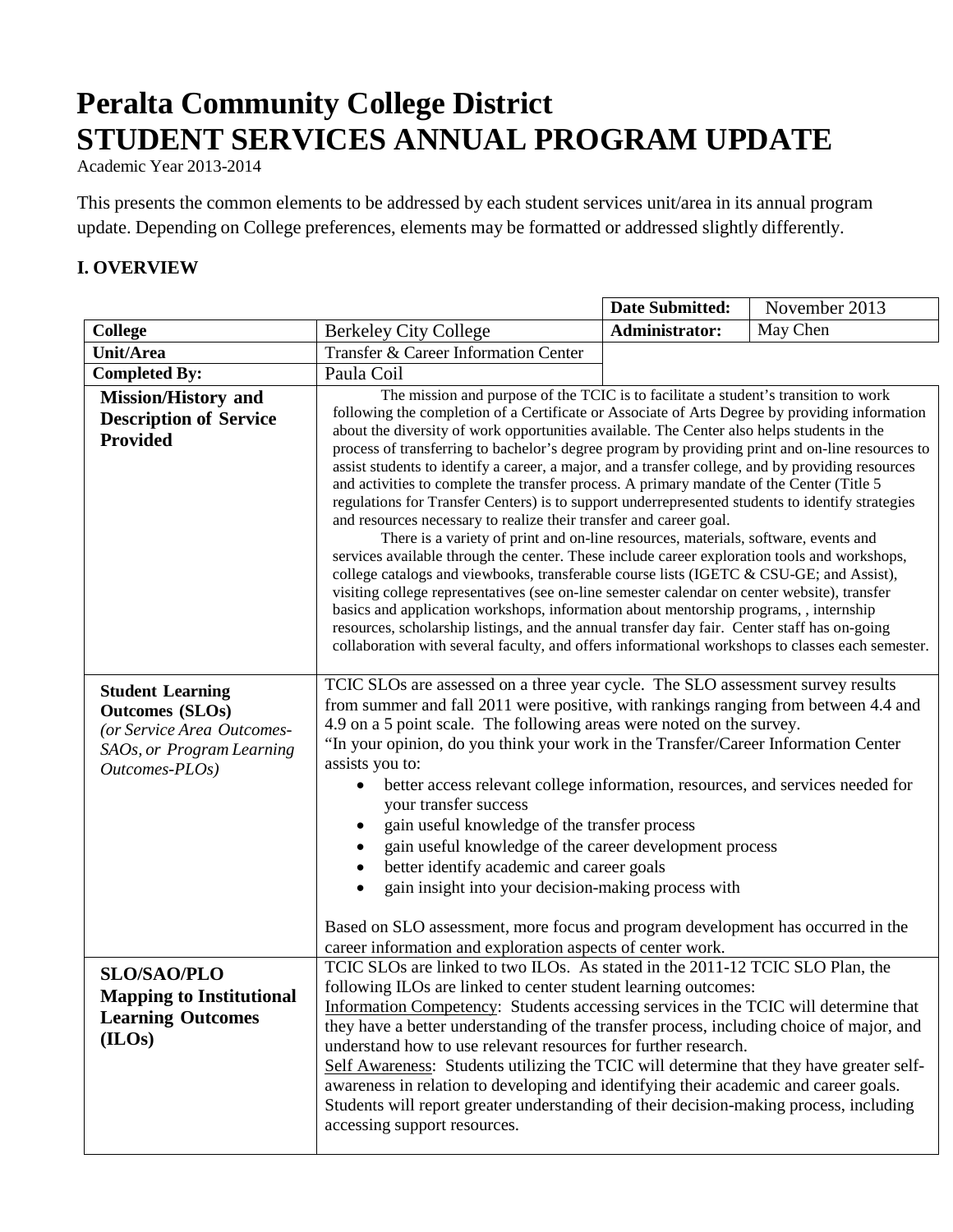# Peralta Community College District
# STUDENT SERVICES ANNUAL PROGRAM UPDATE

Academic Year 2013-2014

This presents the common elements to be addressed by each student services unit/area in its annual program update. Depending on College preferences, elements may be formatted or addressed slightly differently.

## I. OVERVIEW

| | | | |
|---|---|---|---|
| | | **Date Submitted:** | November 2013 |
| **College** | Berkeley City College | **Administrator:** | May Chen |
| **Unit/Area** | Transfer & Career Information Center | | |
| **Completed By:** | Paula Coil | | |

| | |
|---|---|
| **Mission/History and Description of Service Provided** | The mission and purpose of the TCIC is to facilitate a student's transition to work following the completion of a Certificate or Associate of Arts Degree by providing information about the diversity of work opportunities available. The Center also helps students in the process of transferring to bachelor's degree program by providing print and on-line resources to assist students to identify a career, a major, and a transfer college, and by providing resources and activities to complete the transfer process. A primary mandate of the Center (Title 5 regulations for Transfer Centers) is to support underrepresented students to identify strategies and resources necessary to realize their transfer and career goal.<br>There is a variety of print and on-line resources, materials, software, events and services available through the center. These include career exploration tools and workshops, college catalogs and viewbooks, transferable course lists (IGETC & CSU-GE; and Assist), visiting college representatives (see on-line semester calendar on center website), transfer basics and application workshops, information about mentorship programs, , internship resources, scholarship listings, and the annual transfer day fair. Center staff has on-going collaboration with several faculty, and offers informational workshops to classes each semester. |
| **Student Learning Outcomes (SLOs)**<br>*(or Service Area Outcomes-SAOs, or Program Learning Outcomes-PLOs)* | TCIC SLOs are assessed on a three year cycle. The SLO assessment survey results from summer and fall 2011 were positive, with rankings ranging from between 4.4 and 4.9 on a 5 point scale. The following areas were noted on the survey.<br>"In your opinion, do you think your work in the Transfer/Career Information Center assists you to:<br>• better access relevant college information, resources, and services needed for your transfer success<br>• gain useful knowledge of the transfer process<br>• gain useful knowledge of the career development process<br>• better identify academic and career goals<br>• gain insight into your decision-making process with<br><br>Based on SLO assessment, more focus and program development has occurred in the career information and exploration aspects of center work. |
| **SLO/SAO/PLO Mapping to Institutional Learning Outcomes (ILOs)** | TCIC SLOs are linked to two ILOs. As stated in the 2011-12 TCIC SLO Plan, the following ILOs are linked to center student learning outcomes:<br><u>Information Competency</u>: Students accessing services in the TCIC will determine that they have a better understanding of the transfer process, including choice of major, and understand how to use relevant resources for further research.<br><u>Self Awareness</u>: Students utilizing the TCIC will determine that they have greater self-awareness in relation to developing and identifying their academic and career goals. Students will report greater understanding of their decision-making process, including accessing support resources. |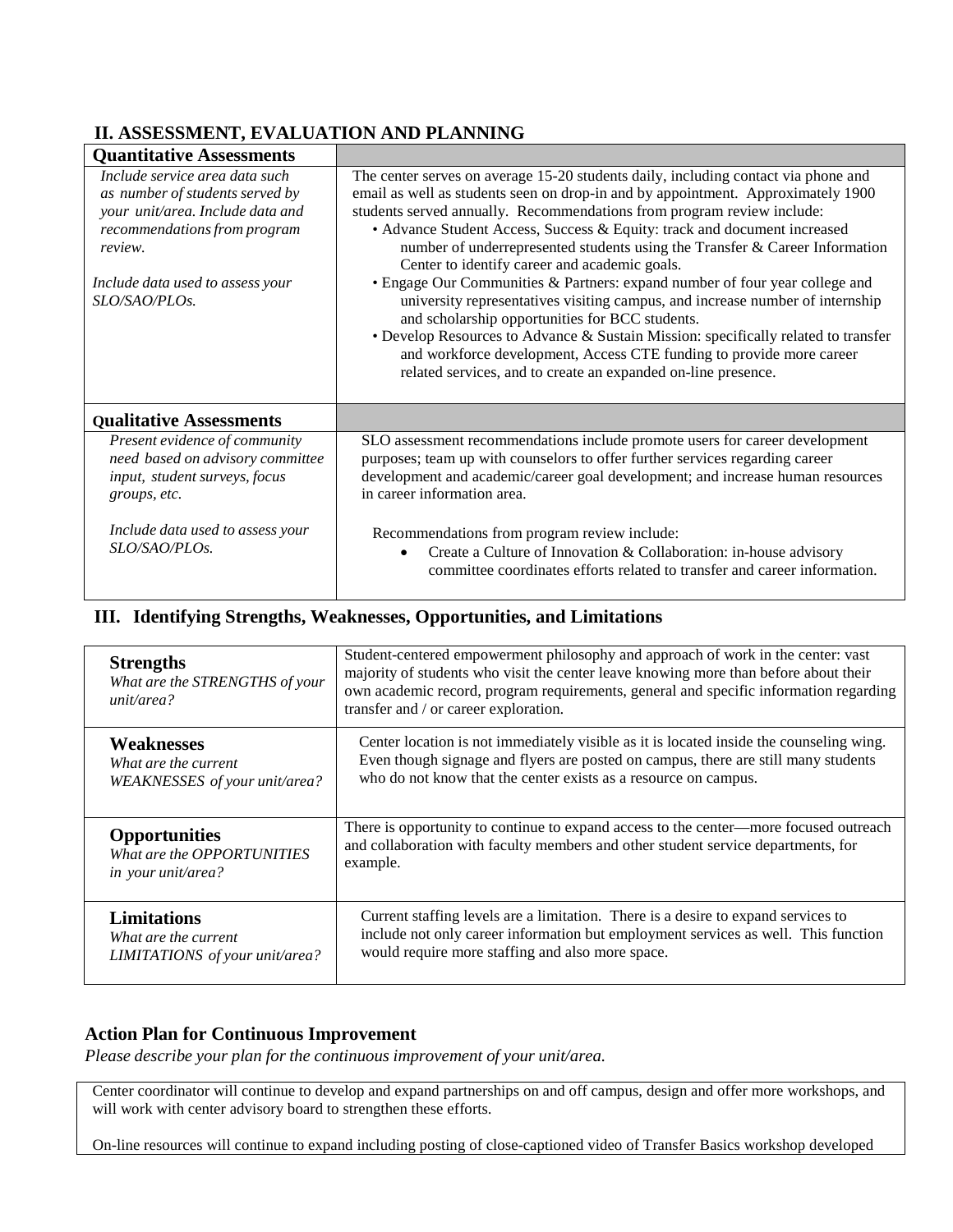## II. ASSESSMENT, EVALUATION AND PLANNING

| **Quantitative Assessments** | |
|---|---|
| *Include service area data such as number of students served by your unit/area. Include data and recommendations from program review.*<br><br>*Include data used to assess your SLO/SAO/PLOs.* | The center serves on average 15-20 students daily, including contact via phone and email as well as students seen on drop-in and by appointment. Approximately 1900 students served annually. Recommendations from program review include:<br>• Advance Student Access, Success & Equity: track and document increased number of underrepresented students using the Transfer & Career Information Center to identify career and academic goals.<br>• Engage Our Communities & Partners: expand number of four year college and university representatives visiting campus, and increase number of internship and scholarship opportunities for BCC students.<br>• Develop Resources to Advance & Sustain Mission: specifically related to transfer and workforce development, Access CTE funding to provide more career related services, and to create an expanded on-line presence. |
| **Qualitative Assessments** | |
| *Present evidence of community need based on advisory committee input, student surveys, focus groups, etc.*<br><br>*Include data used to assess your SLO/SAO/PLOs.* | SLO assessment recommendations include promote users for career development purposes; team up with counselors to offer further services regarding career development and academic/career goal development; and increase human resources in career information area.<br><br>Recommendations from program review include:<br>• Create a Culture of Innovation & Collaboration: in-house advisory committee coordinates efforts related to transfer and career information. |

## III. Identifying Strengths, Weaknesses, Opportunities, and Limitations

| | |
|---|---|
| **Strengths**<br>*What are the STRENGTHS of your unit/area?* | Student-centered empowerment philosophy and approach of work in the center: vast majority of students who visit the center leave knowing more than before about their own academic record, program requirements, general and specific information regarding transfer and / or career exploration. |
| **Weaknesses**<br>*What are the current WEAKNESSES of your unit/area?* | Center location is not immediately visible as it is located inside the counseling wing. Even though signage and flyers are posted on campus, there are still many students who do not know that the center exists as a resource on campus. |
| **Opportunities**<br>*What are the OPPORTUNITIES in your unit/area?* | There is opportunity to continue to expand access to the center—more focused outreach and collaboration with faculty members and other student service departments, for example. |
| **Limitations**<br>*What are the current LIMITATIONS of your unit/area?* | Current staffing levels are a limitation. There is a desire to expand services to include not only career information but employment services as well. This function would require more staffing and also more space. |

### Action Plan for Continuous Improvement

*Please describe your plan for the continuous improvement of your unit/area.*

Center coordinator will continue to develop and expand partnerships on and off campus, design and offer more workshops, and will work with center advisory board to strengthen these efforts.

On-line resources will continue to expand including posting of close-captioned video of Transfer Basics workshop developed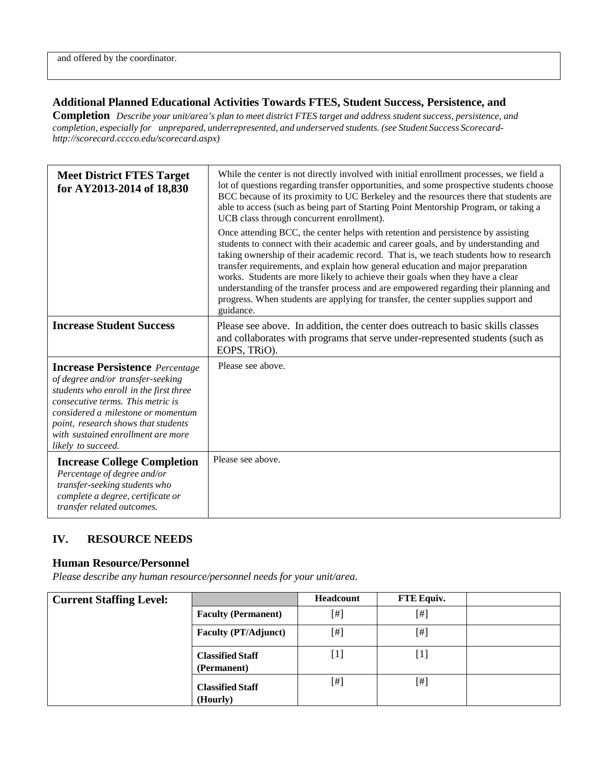| and offered by the coordinator. |
|---|

### Additional Planned Educational Activities Towards FTES, Student Success, Persistence, and Completion

*Describe your unit/area's plan to meet district FTES target and address student success, persistence, and completion, especially for unprepared, underrepresented, and underserved students. (see Student Success Scorecard- http://scorecard.cccco.edu/scorecard.aspx)*

| | |
|---|---|
| **Meet District FTES Target for AY2013-2014 of 18,830** | While the center is not directly involved with initial enrollment processes, we field a lot of questions regarding transfer opportunities, and some prospective students choose BCC because of its proximity to UC Berkeley and the resources there that students are able to access (such as being part of Starting Point Mentorship Program, or taking a UCB class through concurrent enrollment).<br><br>Once attending BCC, the center helps with retention and persistence by assisting students to connect with their academic and career goals, and by understanding and taking ownership of their academic record. That is, we teach students how to research transfer requirements, and explain how general education and major preparation works. Students are more likely to achieve their goals when they have a clear understanding of the transfer process and are empowered regarding their planning and progress. When students are applying for transfer, the center supplies support and guidance. |
| **Increase Student Success** | Please see above. In addition, the center does outreach to basic skills classes and collaborates with programs that serve under-represented students (such as EOPS, TRiO). |
| **Increase Persistence** *Percentage of degree and/or transfer-seeking students who enroll in the first three consecutive terms. This metric is considered a milestone or momentum point, research shows that students with sustained enrollment are more likely to succeed.* | Please see above. |
| **Increase College Completion** *Percentage of degree and/or transfer-seeking students who complete a degree, certificate or transfer related outcomes.* | Please see above. |

## IV. RESOURCE NEEDS

### Human Resource/Personnel

*Please describe any human resource/personnel needs for your unit/area.*

| **Current Staffing Level:** | | **Headcount** | **FTE Equiv.** | |
|---|---|---|---|---|
| | **Faculty (Permanent)** | [#] | [#] | |
| | **Faculty (PT/Adjunct)** | [#] | [#] | |
| | **Classified Staff (Permanent)** | [1] | [1] | |
| | **Classified Staff (Hourly)** | [#] | [#] | |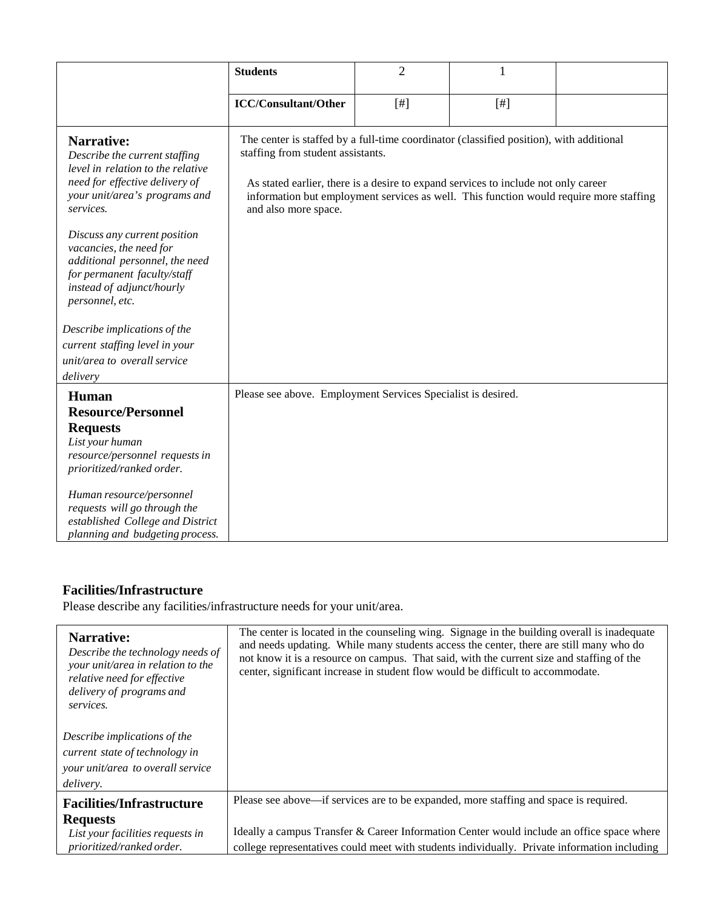| | | | | |
|---|---|---|---|---|
| | **Students** | 2 | 1 | |
| | **ICC/Consultant/Other** | [#] | [#] | |
| **Narrative:** *Describe the current staffing level in relation to the relative need for effective delivery of your unit/area's programs and services.* *Discuss any current position vacancies, the need for additional personnel, the need for permanent faculty/staff instead of adjunct/hourly personnel, etc.* *Describe implications of the current staffing level in your unit/area to overall service delivery* | The center is staffed by a full-time coordinator (classified position), with additional staffing from student assistants. As stated earlier, there is a desire to expand services to include not only career information but employment services as well. This function would require more staffing and also more space. | | | |
| **Human Resource/Personnel Requests** *List your human resource/personnel requests in prioritized/ranked order.* *Human resource/personnel requests will go through the established College and District planning and budgeting process.* | Please see above. Employment Services Specialist is desired. | | | |

**Facilities/Infrastructure**

Please describe any facilities/infrastructure needs for your unit/area.

| | |
|---|---|
| **Narrative:** *Describe the technology needs of your unit/area in relation to the relative need for effective delivery of programs and services.* *Describe implications of the current state of technology in your unit/area to overall service delivery.* | The center is located in the counseling wing. Signage in the building overall is inadequate and needs updating. While many students access the center, there are still many who do not know it is a resource on campus. That said, with the current size and staffing of the center, significant increase in student flow would be difficult to accommodate. |
| **Facilities/Infrastructure Requests** *List your facilities requests in prioritized/ranked order.* | Please see above—if services are to be expanded, more staffing and space is required. Ideally a campus Transfer & Career Information Center would include an office space where college representatives could meet with students individually. Private information including |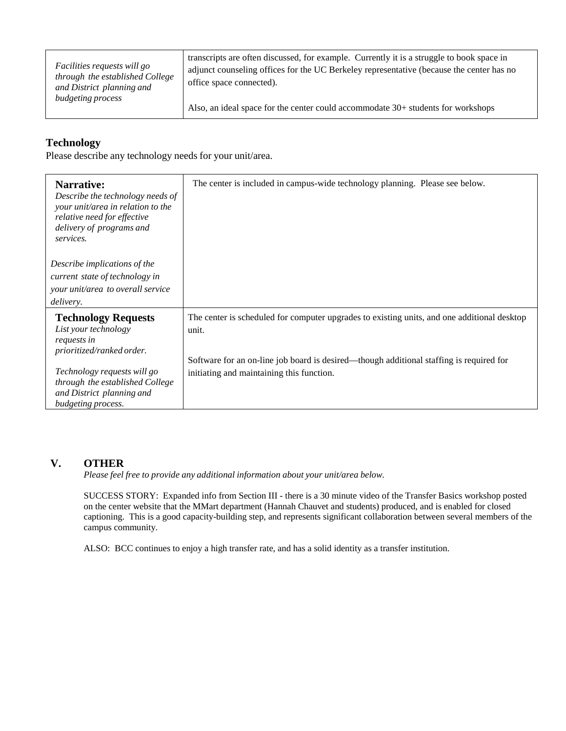| | |
|---|---|
| *Facilities requests will go through the established College and District planning and budgeting process* | transcripts are often discussed, for example. Currently it is a struggle to book space in adjunct counseling offices for the UC Berkeley representative (because the center has no office space connected).<br><br>Also, an ideal space for the center could accommodate 30+ students for workshops |

### Technology

Please describe any technology needs for your unit/area.

| | |
|---|---|
| **Narrative:**<br>*Describe the technology needs of your unit/area in relation to the relative need for effective delivery of programs and services.*<br><br>*Describe implications of the current state of technology in your unit/area to overall service delivery.* | The center is included in campus-wide technology planning. Please see below. |
| **Technology Requests**<br>*List your technology requests in prioritized/ranked order.*<br><br>*Technology requests will go through the established College and District planning and budgeting process.* | The center is scheduled for computer upgrades to existing units, and one additional desktop unit.<br><br>Software for an on-line job board is desired—though additional staffing is required for initiating and maintaining this function. |

## V. OTHER

*Please feel free to provide any additional information about your unit/area below.*

SUCCESS STORY: Expanded info from Section III - there is a 30 minute video of the Transfer Basics workshop posted on the center website that the MMart department (Hannah Chauvet and students) produced, and is enabled for closed captioning. This is a good capacity-building step, and represents significant collaboration between several members of the campus community.

ALSO: BCC continues to enjoy a high transfer rate, and has a solid identity as a transfer institution.